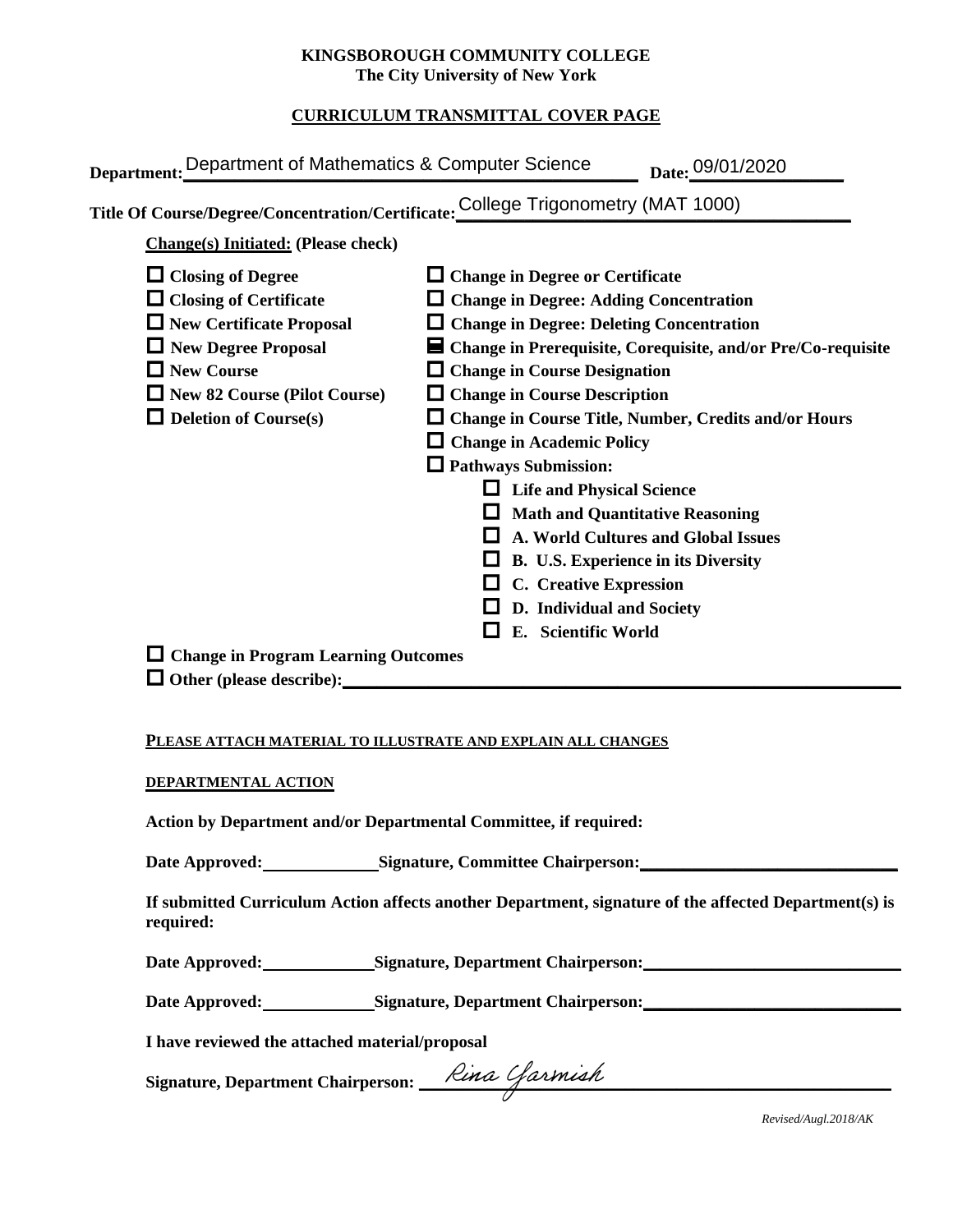**KINGSBOROUGH COMMUNITY COLLEGE**
**The City University of New York**

**CURRICULUM TRANSMITTAL COVER PAGE**

**Department:** Department of Mathematics & Computer Science **Date:** 09/01/2020

**Title Of Course/Degree/Concentration/Certificate:** College Trigonometry (MAT 1000)

**Change(s) Initiated: (Please check)**

- ☐ **Closing of Degree**
- ☐ **Closing of Certificate**
- ☐ **New Certificate Proposal**
- ☐ **New Degree Proposal**
- ☐ **New Course**
- ☐ **New 82 Course (Pilot Course)**
- ☐ **Deletion of Course(s)**
- ☐ **Change in Degree or Certificate**
- ☐ **Change in Degree: Adding Concentration**
- ☐ **Change in Degree: Deleting Concentration**
- ☒ **Change in Prerequisite, Corequisite, and/or Pre/Co-requisite**
- ☐ **Change in Course Designation**
- ☐ **Change in Course Description**
- ☐ **Change in Course Title, Number, Credits and/or Hours**
- ☐ **Change in Academic Policy**
- ☐ **Pathways Submission:**
  - ☐ **Life and Physical Science**
  - ☐ **Math and Quantitative Reasoning**
  - ☐ **A. World Cultures and Global Issues**
  - ☐ **B. U.S. Experience in its Diversity**
  - ☐ **C. Creative Expression**
  - ☐ **D. Individual and Society**
  - ☐ **E. Scientific World**
- ☐ **Change in Program Learning Outcomes**
- ☐ **Other (please describe):** ______________________

**PLEASE ATTACH MATERIAL TO ILLUSTRATE AND EXPLAIN ALL CHANGES**

**DEPARTMENTAL ACTION**

**Action by Department and/or Departmental Committee, if required:**

**Date Approved:** __________ **Signature, Committee Chairperson:** ______________________

**If submitted Curriculum Action affects another Department, signature of the affected Department(s) is required:**

**Date Approved:** __________ **Signature, Department Chairperson:** ______________________

**Date Approved:** __________ **Signature, Department Chairperson:** ______________________

**I have reviewed the attached material/proposal**

**Signature, Department Chairperson:** Rina Yarmish

*Revised/Augl.2018/AK*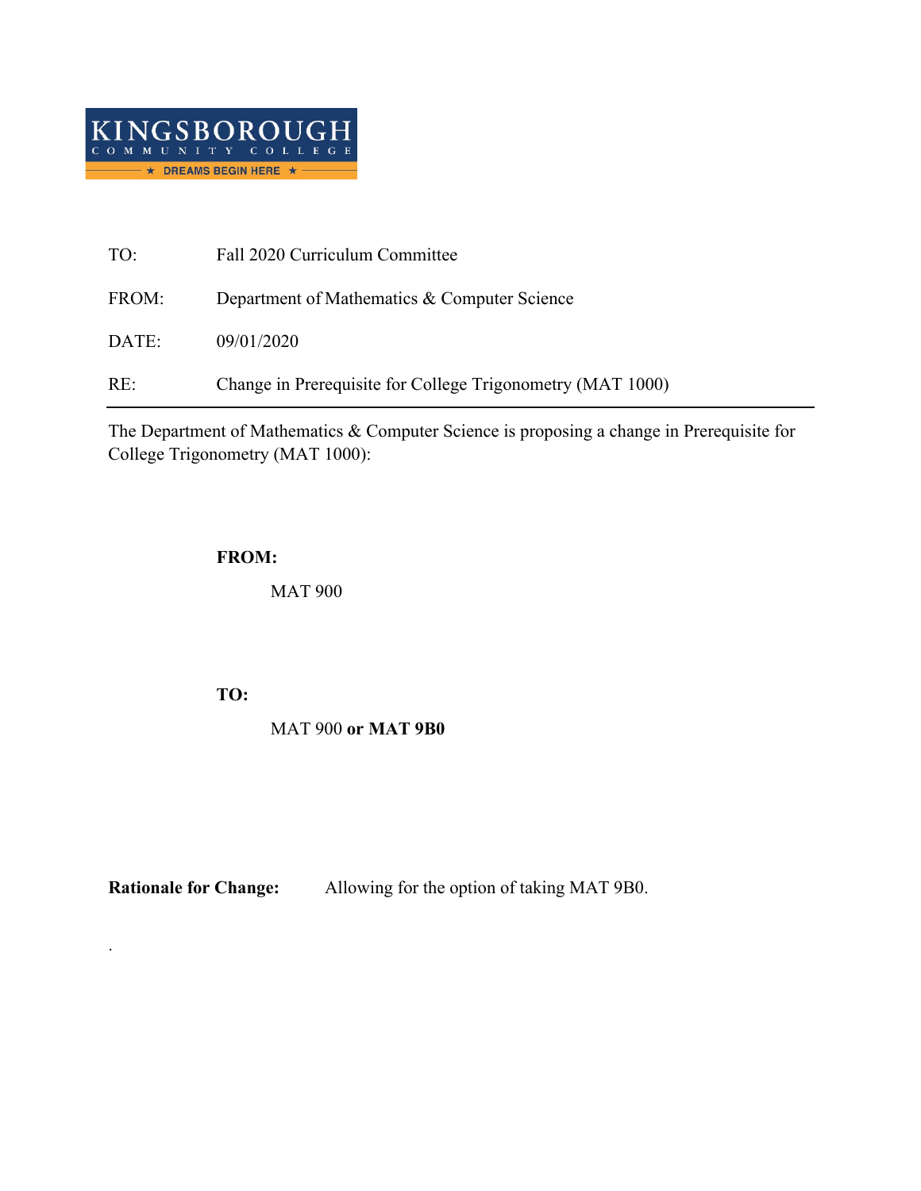KINGSBOROUGH COMMUNITY COLLEGE
★ DREAMS BEGIN HERE ★

TO: Fall 2020 Curriculum Committee

FROM: Department of Mathematics & Computer Science

DATE: 09/01/2020

RE: Change in Prerequisite for College Trigonometry (MAT 1000)

---

The Department of Mathematics & Computer Science is proposing a change in Prerequisite for College Trigonometry (MAT 1000):

**FROM:**

MAT 900

**TO:**

MAT 900 **or MAT 9B0**

**Rationale for Change:** Allowing for the option of taking MAT 9B0.

.